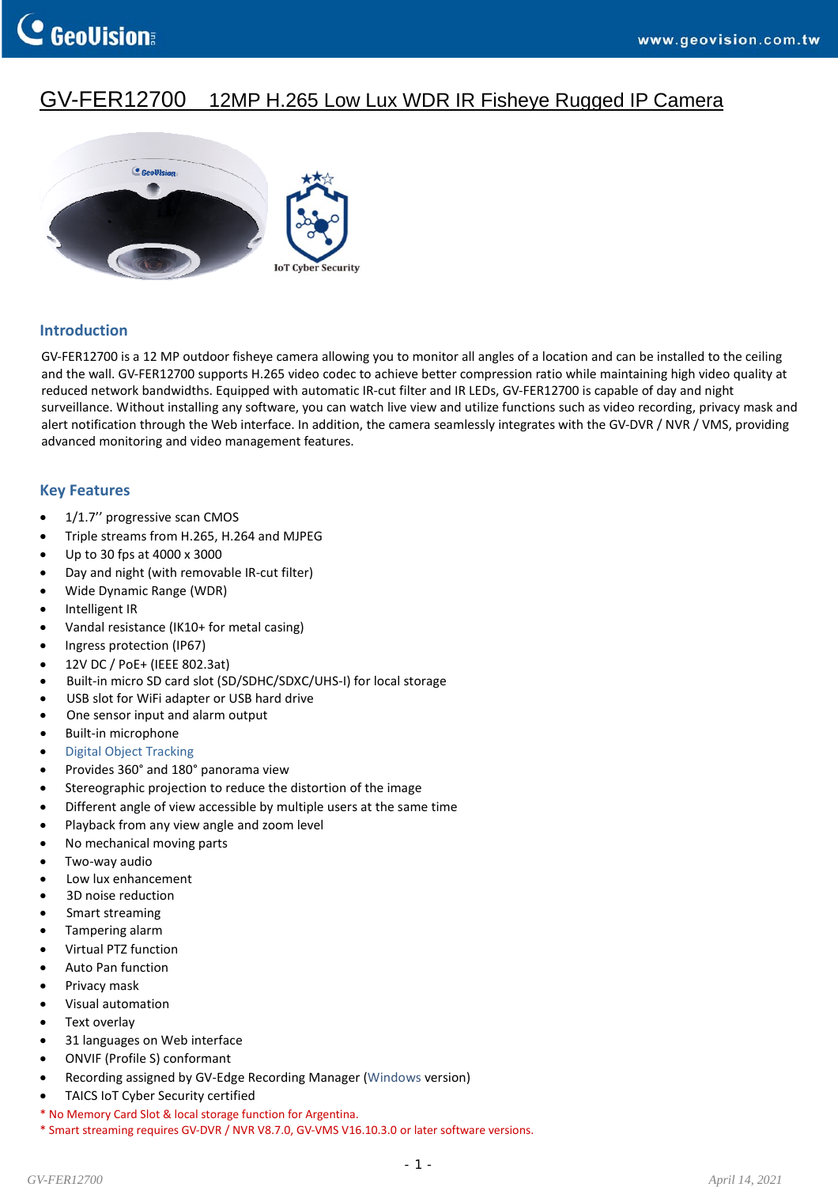# GV-FER12700 12MP H.265 Low Lux WDR IR Fisheye Rugged IP Camera

IoT Cyber Security

## Introduction

GV-FER12700 is a 12 MP outdoor fisheye camera allowing you to monitor all angles of a location and can be installed to the ceiling and the wall. GV-FER12700 supports H.265 video codec to achieve better compression ratio while maintaining high video quality at reduced network bandwidths. Equipped with automatic IR-cut filter and IR LEDs, GV-FER12700 is capable of day and night surveillance. Without installing any software, you can watch live view and utilize functions such as video recording, privacy mask and alert notification through the Web interface. In addition, the camera seamlessly integrates with the GV-DVR / NVR / VMS, providing advanced monitoring and video management features.

## Key Features

- 1/1.7'' progressive scan CMOS
- Triple streams from H.265, H.264 and MJPEG
- Up to 30 fps at 4000 x 3000
- Day and night (with removable IR-cut filter)
- Wide Dynamic Range (WDR)
- Intelligent IR
- Vandal resistance (IK10+ for metal casing)
- Ingress protection (IP67)
- 12V DC / PoE+ (IEEE 802.3at)
- Built-in micro SD card slot (SD/SDHC/SDXC/UHS-I) for local storage
- USB slot for WiFi adapter or USB hard drive
- One sensor input and alarm output
- Built-in microphone
- Digital Object Tracking
- Provides 360° and 180° panorama view
- Stereographic projection to reduce the distortion of the image
- Different angle of view accessible by multiple users at the same time
- Playback from any view angle and zoom level
- No mechanical moving parts
- Two-way audio
- Low lux enhancement
- 3D noise reduction
- Smart streaming
- Tampering alarm
- Virtual PTZ function
- Auto Pan function
- Privacy mask
- Visual automation
- Text overlay
- 31 languages on Web interface
- ONVIF (Profile S) conformant
- Recording assigned by GV-Edge Recording Manager (Windows version)
- TAICS IoT Cyber Security certified

\* No Memory Card Slot & local storage function for Argentina.
\* Smart streaming requires GV-DVR / NVR V8.7.0, GV-VMS V16.10.3.0 or later software versions.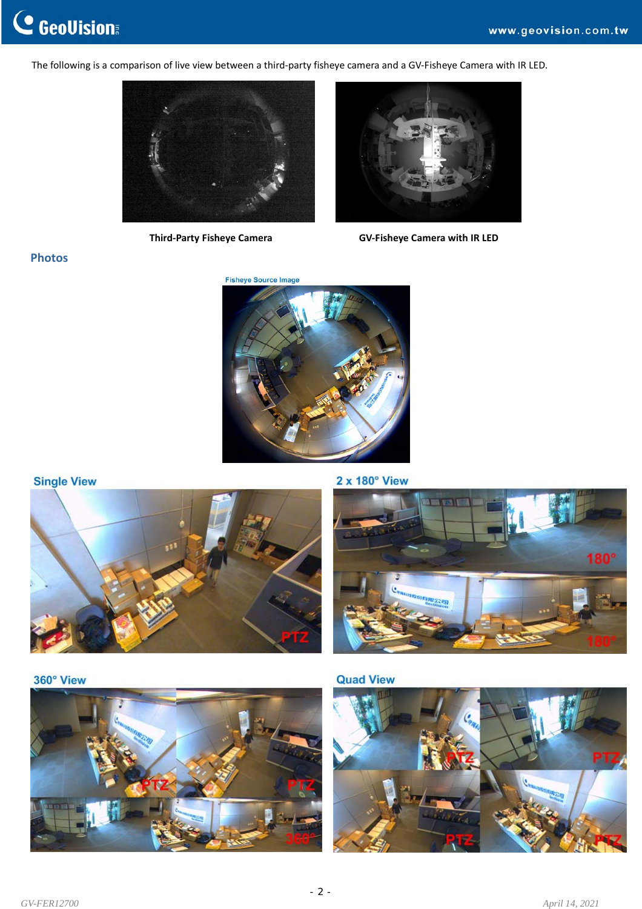The following is a comparison of live view between a third-party fisheye camera and a GV-Fisheye Camera with IR LED.

**Third-Party Fisheye Camera** | **GV-Fisheye Camera with IR LED**

## Photos

Fisheye Source Image

Single View

2 x 180° View

360° View

Quad View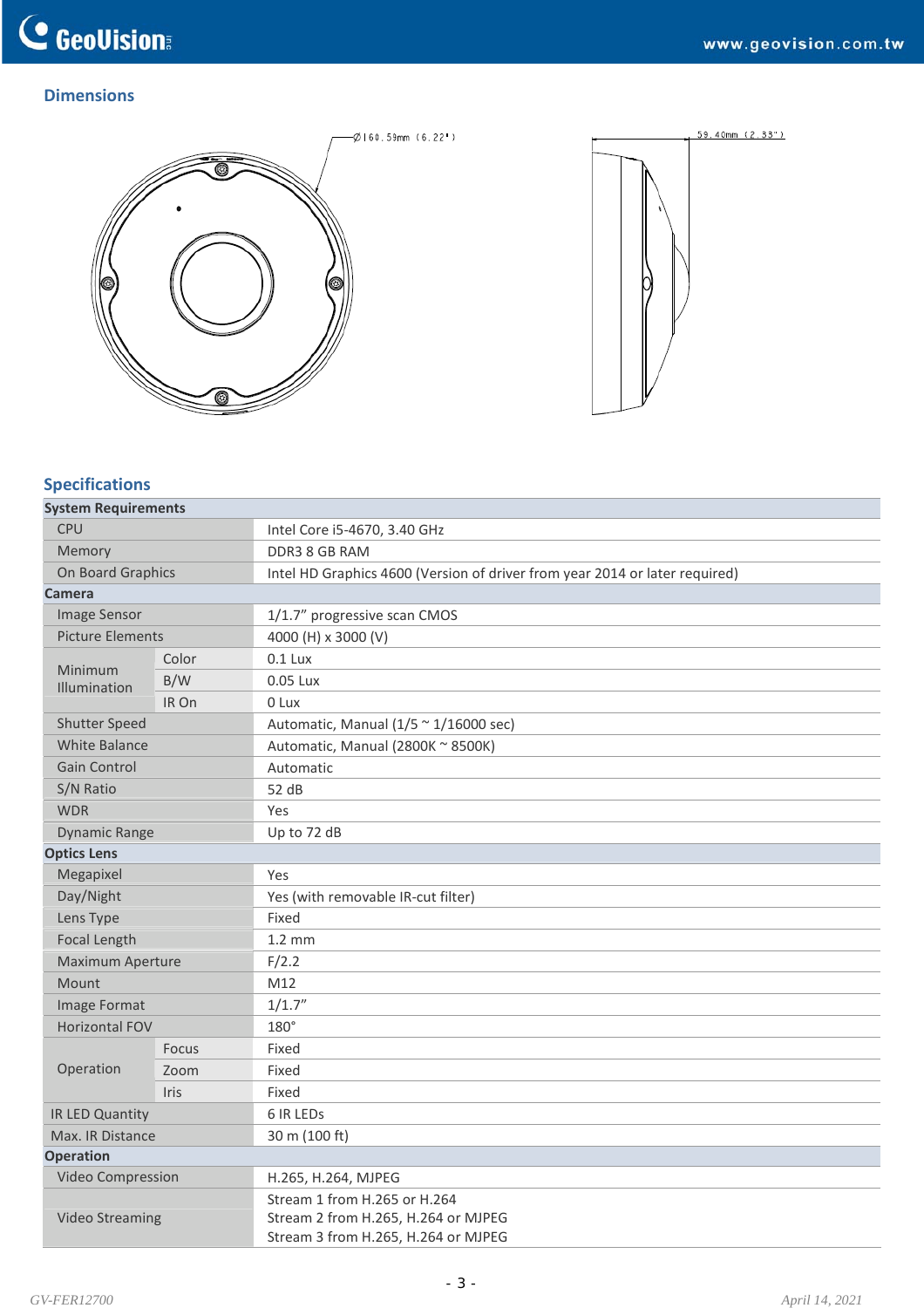## Dimensions

∅160.59mm (6.22")

59.40mm (2.33")

## Specifications

| | | |
|---|---|---|
| **System Requirements** | | |
| CPU | | Intel Core i5-4670, 3.40 GHz |
| Memory | | DDR3 8 GB RAM |
| On Board Graphics | | Intel HD Graphics 4600 (Version of driver from year 2014 or later required) |
| **Camera** | | |
| Image Sensor | | 1/1.7" progressive scan CMOS |
| Picture Elements | | 4000 (H) x 3000 (V) |
| Minimum Illumination | Color | 0.1 Lux |
| | B/W | 0.05 Lux |
| | IR On | 0 Lux |
| Shutter Speed | | Automatic, Manual (1/5 ~ 1/16000 sec) |
| White Balance | | Automatic, Manual (2800K ~ 8500K) |
| Gain Control | | Automatic |
| S/N Ratio | | 52 dB |
| WDR | | Yes |
| Dynamic Range | | Up to 72 dB |
| **Optics Lens** | | |
| Megapixel | | Yes |
| Day/Night | | Yes (with removable IR-cut filter) |
| Lens Type | | Fixed |
| Focal Length | | 1.2 mm |
| Maximum Aperture | | F/2.2 |
| Mount | | M12 |
| Image Format | | 1/1.7" |
| Horizontal FOV | | 180° |
| Operation | Focus | Fixed |
| | Zoom | Fixed |
| | Iris | Fixed |
| IR LED Quantity | | 6 IR LEDs |
| Max. IR Distance | | 30 m (100 ft) |
| **Operation** | | |
| Video Compression | | H.265, H.264, MJPEG |
| Video Streaming | | Stream 1 from H.265 or H.264<br>Stream 2 from H.265, H.264 or MJPEG<br>Stream 3 from H.265, H.264 or MJPEG |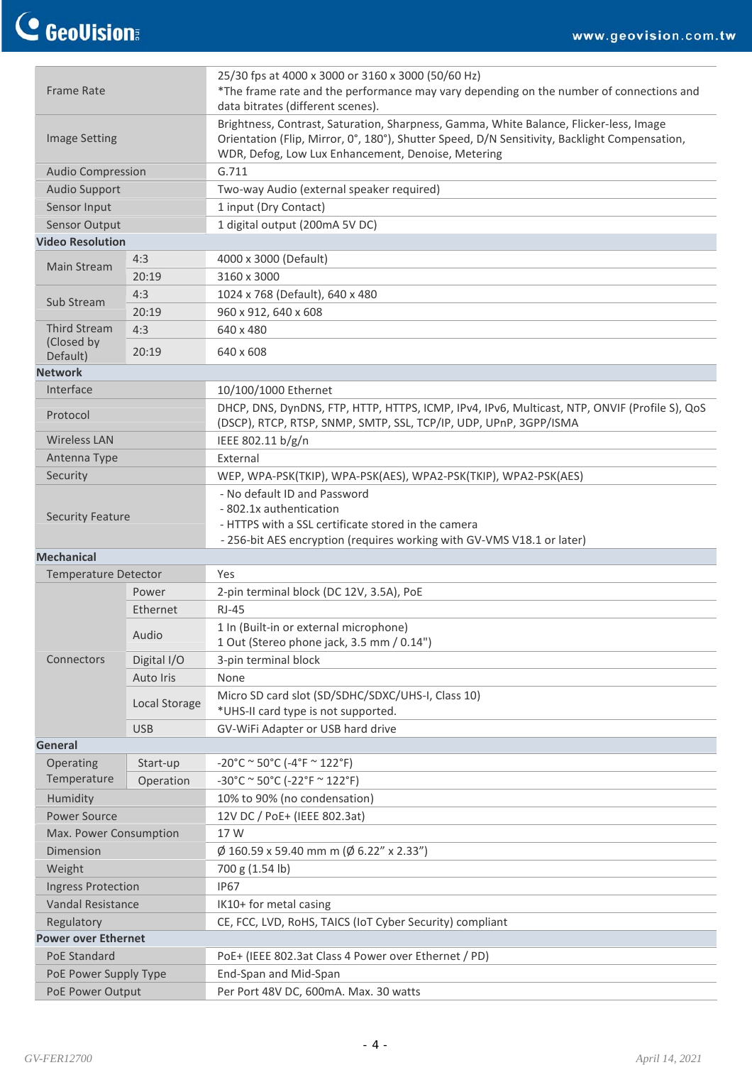| | | |
|---|---|---|
| Frame Rate | | 25/30 fps at 4000 x 3000 or 3160 x 3000 (50/60 Hz)<br>*The frame rate and the performance may vary depending on the number of connections and data bitrates (different scenes). |
| Image Setting | | Brightness, Contrast, Saturation, Sharpness, Gamma, White Balance, Flicker-less, Image Orientation (Flip, Mirror, 0°, 180°), Shutter Speed, D/N Sensitivity, Backlight Compensation, WDR, Defog, Low Lux Enhancement, Denoise, Metering |
| Audio Compression | | G.711 |
| Audio Support | | Two-way Audio (external speaker required) |
| Sensor Input | | 1 input (Dry Contact) |
| Sensor Output | | 1 digital output (200mA 5V DC) |
| **Video Resolution** | | |
| Main Stream | 4:3 | 4000 x 3000 (Default) |
| | 20:19 | 3160 x 3000 |
| Sub Stream | 4:3 | 1024 x 768 (Default), 640 x 480 |
| | 20:19 | 960 x 912, 640 x 608 |
| Third Stream (Closed by Default) | 4:3 | 640 x 480 |
| | 20:19 | 640 x 608 |
| **Network** | | |
| Interface | | 10/100/1000 Ethernet |
| Protocol | | DHCP, DNS, DynDNS, FTP, HTTP, HTTPS, ICMP, IPv4, IPv6, Multicast, NTP, ONVIF (Profile S), QoS (DSCP), RTCP, RTSP, SNMP, SMTP, SSL, TCP/IP, UDP, UPnP, 3GPP/ISMA |
| Wireless LAN | | IEEE 802.11 b/g/n |
| Antenna Type | | External |
| Security | | WEP, WPA-PSK(TKIP), WPA-PSK(AES), WPA2-PSK(TKIP), WPA2-PSK(AES) |
| Security Feature | | - No default ID and Password<br>- 802.1x authentication<br>- HTTPS with a SSL certificate stored in the camera<br>- 256-bit AES encryption (requires working with GV-VMS V18.1 or later) |
| **Mechanical** | | |
| Temperature Detector | | Yes |
| Connectors | Power | 2-pin terminal block (DC 12V, 3.5A), PoE |
| | Ethernet | RJ-45 |
| | Audio | 1 In (Built-in or external microphone)<br>1 Out (Stereo phone jack, 3.5 mm / 0.14") |
| | Digital I/O | 3-pin terminal block |
| | Auto Iris | None |
| | Local Storage | Micro SD card slot (SD/SDHC/SDXC/UHS-I, Class 10)<br>*UHS-II card type is not supported. |
| | USB | GV-WiFi Adapter or USB hard drive |
| **General** | | |
| Operating Temperature | Start-up | -20°C ~ 50°C (-4°F ~ 122°F) |
| | Operation | -30°C ~ 50°C (-22°F ~ 122°F) |
| Humidity | | 10% to 90% (no condensation) |
| Power Source | | 12V DC / PoE+ (IEEE 802.3at) |
| Max. Power Consumption | | 17 W |
| Dimension | | Ø 160.59 x 59.40 mm m (Ø 6.22" x 2.33") |
| Weight | | 700 g (1.54 lb) |
| Ingress Protection | | IP67 |
| Vandal Resistance | | IK10+ for metal casing |
| Regulatory | | CE, FCC, LVD, RoHS, TAICS (IoT Cyber Security) compliant |
| **Power over Ethernet** | | |
| PoE Standard | | PoE+ (IEEE 802.3at Class 4 Power over Ethernet / PD) |
| PoE Power Supply Type | | End-Span and Mid-Span |
| PoE Power Output | | Per Port 48V DC, 600mA. Max. 30 watts |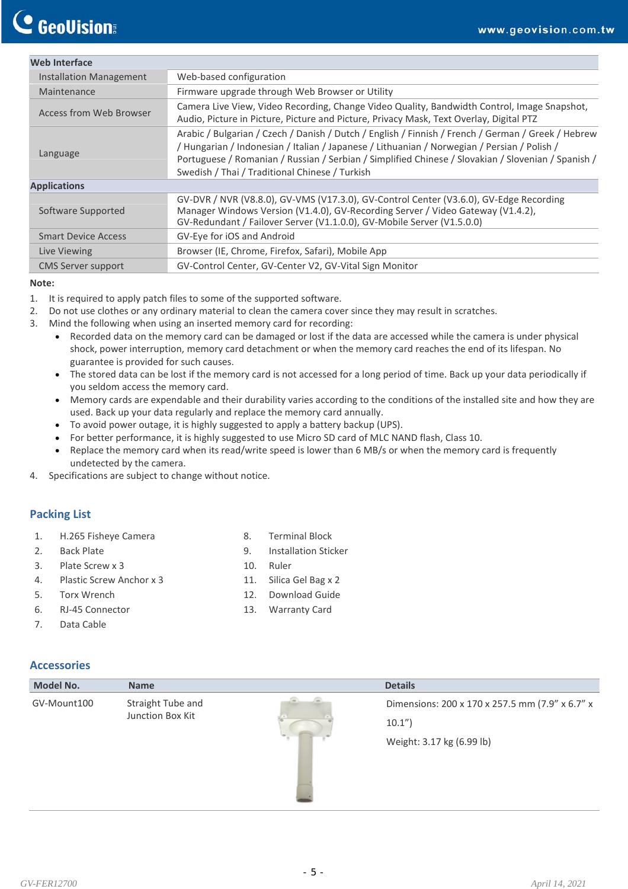| Web Interface | |
|---|---|
| Installation Management | Web-based configuration |
| Maintenance | Firmware upgrade through Web Browser or Utility |
| Access from Web Browser | Camera Live View, Video Recording, Change Video Quality, Bandwidth Control, Image Snapshot, Audio, Picture in Picture, Picture and Picture, Privacy Mask, Text Overlay, Digital PTZ |
| Language | Arabic / Bulgarian / Czech / Danish / Dutch / English / Finnish / French / German / Greek / Hebrew / Hungarian / Indonesian / Italian / Japanese / Lithuanian / Norwegian / Persian / Polish / Portuguese / Romanian / Russian / Serbian / Simplified Chinese / Slovakian / Slovenian / Spanish / Swedish / Thai / Traditional Chinese / Turkish |
| **Applications** | |
| Software Supported | GV-DVR / NVR (V8.8.0), GV-VMS (V17.3.0), GV-Control Center (V3.6.0), GV-Edge Recording Manager Windows Version (V1.4.0), GV-Recording Server / Video Gateway (V1.4.2), GV-Redundant / Failover Server (V1.1.0.0), GV-Mobile Server (V1.5.0.0) |
| Smart Device Access | GV-Eye for iOS and Android |
| Live Viewing | Browser (IE, Chrome, Firefox, Safari), Mobile App |
| CMS Server support | GV-Control Center, GV-Center V2, GV-Vital Sign Monitor |

**Note:**

1. It is required to apply patch files to some of the supported software.
2. Do not use clothes or any ordinary material to clean the camera cover since they may result in scratches.
3. Mind the following when using an inserted memory card for recording:
   - Recorded data on the memory card can be damaged or lost if the data are accessed while the camera is under physical shock, power interruption, memory card detachment or when the memory card reaches the end of its lifespan. No guarantee is provided for such causes.
   - The stored data can be lost if the memory card is not accessed for a long period of time. Back up your data periodically if you seldom access the memory card.
   - Memory cards are expendable and their durability varies according to the conditions of the installed site and how they are used. Back up your data regularly and replace the memory card annually.
   - To avoid power outage, it is highly suggested to apply a battery backup (UPS).
   - For better performance, it is highly suggested to use Micro SD card of MLC NAND flash, Class 10.
   - Replace the memory card when its read/write speed is lower than 6 MB/s or when the memory card is frequently undetected by the camera.
4. Specifications are subject to change without notice.

## Packing List

1. H.265 Fisheye Camera
2. Back Plate
3. Plate Screw x 3
4. Plastic Screw Anchor x 3
5. Torx Wrench
6. RJ-45 Connector
7. Data Cable
8. Terminal Block
9. Installation Sticker
10. Ruler
11. Silica Gel Bag x 2
12. Download Guide
13. Warranty Card

## Accessories

| Model No. | Name | Details |
|---|---|---|
| GV-Mount100 | Straight Tube and Junction Box Kit | Dimensions: 200 x 170 x 257.5 mm (7.9” x 6.7” x 10.1”)<br>Weight: 3.17 kg (6.99 lb) |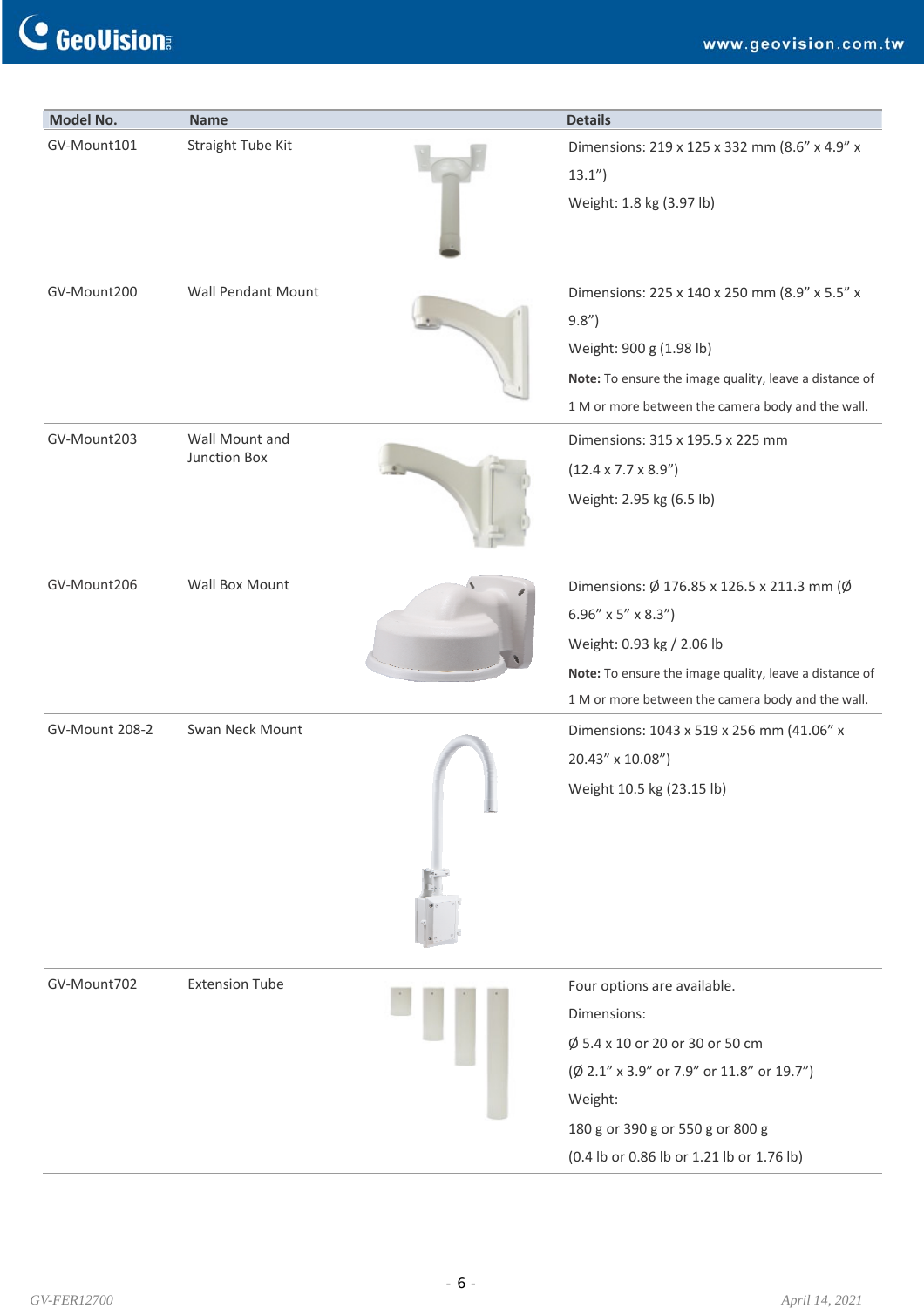| Model No. | Name | Details |
|---|---|---|
| GV-Mount101 | Straight Tube Kit | Dimensions: 219 x 125 x 332 mm (8.6” x 4.9” x 13.1”)<br>Weight: 1.8 kg (3.97 lb) |
| GV-Mount200 | Wall Pendant Mount | Dimensions: 225 x 140 x 250 mm (8.9” x 5.5” x 9.8”)<br>Weight: 900 g (1.98 lb)<br>**Note:** To ensure the image quality, leave a distance of 1 M or more between the camera body and the wall. |
| GV-Mount203 | Wall Mount and Junction Box | Dimensions: 315 x 195.5 x 225 mm (12.4 x 7.7 x 8.9”)<br>Weight: 2.95 kg (6.5 lb) |
| GV-Mount206 | Wall Box Mount | Dimensions: Ø 176.85 x 126.5 x 211.3 mm (Ø 6.96” x 5” x 8.3”)<br>Weight: 0.93 kg / 2.06 lb<br>**Note:** To ensure the image quality, leave a distance of 1 M or more between the camera body and the wall. |
| GV-Mount 208-2 | Swan Neck Mount | Dimensions: 1043 x 519 x 256 mm (41.06” x 20.43” x 10.08”)<br>Weight 10.5 kg (23.15 lb) |
| GV-Mount702 | Extension Tube | Four options are available.<br>Dimensions:<br>Ø 5.4 x 10 or 20 or 30 or 50 cm<br>(Ø 2.1” x 3.9” or 7.9” or 11.8” or 19.7”)<br>Weight:<br>180 g or 390 g or 550 g or 800 g<br>(0.4 lb or 0.86 lb or 1.21 lb or 1.76 lb) |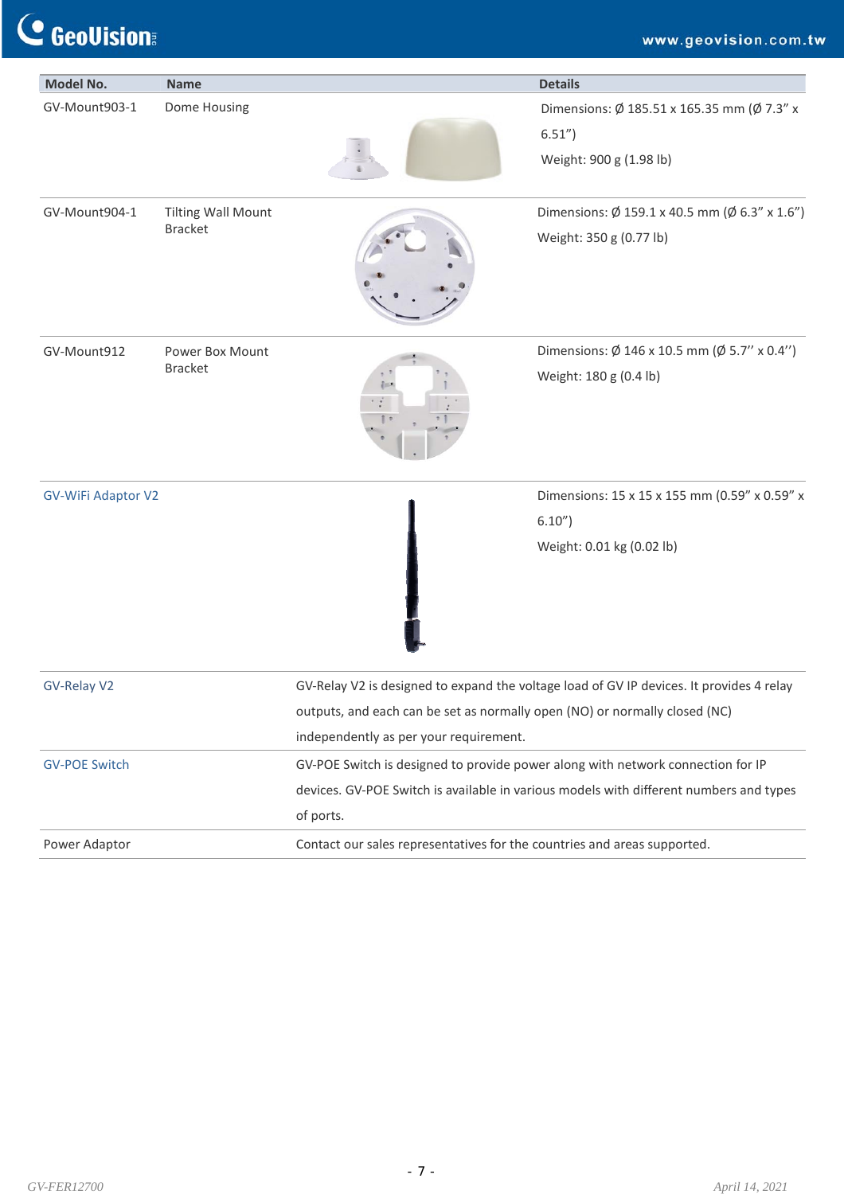| Model No. | Name | Details |
|---|---|---|
| GV-Mount903-1 | Dome Housing | Dimensions: Ø 185.51 x 165.35 mm (Ø 7.3" x 6.51")<br>Weight: 900 g (1.98 lb) |
| GV-Mount904-1 | Tilting Wall Mount Bracket | Dimensions: Ø 159.1 x 40.5 mm (Ø 6.3" x 1.6")<br>Weight: 350 g (0.77 lb) |
| GV-Mount912 | Power Box Mount Bracket | Dimensions: Ø 146 x 10.5 mm (Ø 5.7'' x 0.4'')<br>Weight: 180 g (0.4 lb) |
| GV-WiFi Adaptor V2 | | Dimensions: 15 x 15 x 155 mm (0.59" x 0.59" x 6.10")<br>Weight: 0.01 kg (0.02 lb) |
| GV-Relay V2 | | GV-Relay V2 is designed to expand the voltage load of GV IP devices. It provides 4 relay outputs, and each can be set as normally open (NO) or normally closed (NC) independently as per your requirement. |
| GV-POE Switch | | GV-POE Switch is designed to provide power along with network connection for IP devices. GV-POE Switch is available in various models with different numbers and types of ports. |
| Power Adaptor | | Contact our sales representatives for the countries and areas supported. |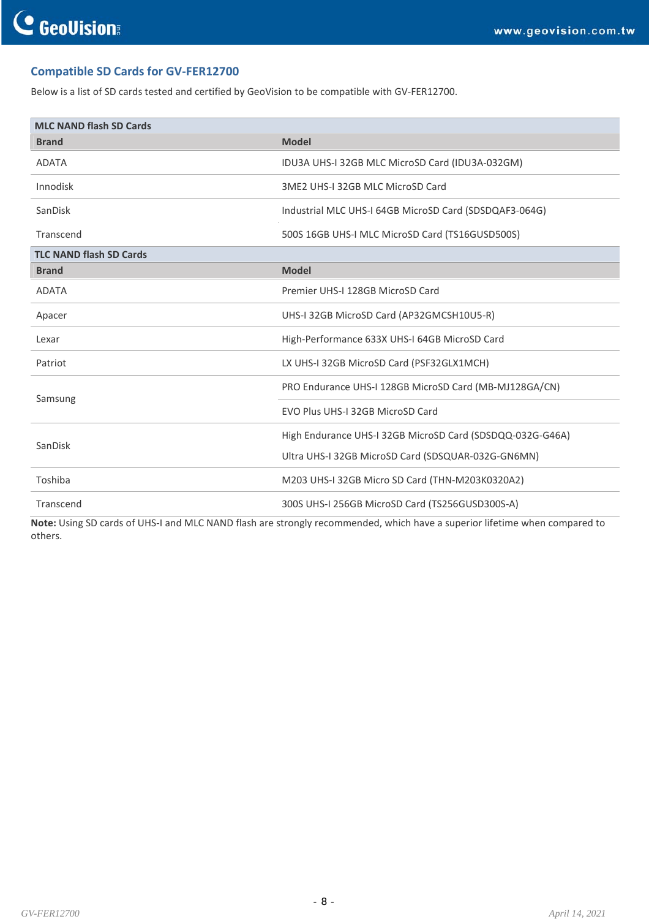## Compatible SD Cards for GV-FER12700

Below is a list of SD cards tested and certified by GeoVision to be compatible with GV-FER12700.

| MLC NAND flash SD Cards | |
|---|---|
| **Brand** | **Model** |
| ADATA | IDU3A UHS-I 32GB MLC MicroSD Card (IDU3A-032GM) |
| Innodisk | 3ME2 UHS-I 32GB MLC MicroSD Card |
| SanDisk | Industrial MLC UHS-I 64GB MicroSD Card (SDSDQAF3-064G) |
| Transcend | 500S 16GB UHS-I MLC MicroSD Card (TS16GUSD500S) |
| **TLC NAND flash SD Cards** | |
| **Brand** | **Model** |
| ADATA | Premier UHS-I 128GB MicroSD Card |
| Apacer | UHS-I 32GB MicroSD Card (AP32GMCSH10U5-R) |
| Lexar | High-Performance 633X UHS-I 64GB MicroSD Card |
| Patriot | LX UHS-I 32GB MicroSD Card (PSF32GLX1MCH) |
| Samsung | PRO Endurance UHS-I 128GB MicroSD Card (MB-MJ128GA/CN) |
| | EVO Plus UHS-I 32GB MicroSD Card |
| SanDisk | High Endurance UHS-I 32GB MicroSD Card (SDSDQQ-032G-G46A) |
| | Ultra UHS-I 32GB MicroSD Card (SDSQUAR-032G-GN6MN) |
| Toshiba | M203 UHS-I 32GB Micro SD Card (THN-M203K0320A2) |
| Transcend | 300S UHS-I 256GB MicroSD Card (TS256GUSD300S-A) |

**Note:** Using SD cards of UHS-I and MLC NAND flash are strongly recommended, which have a superior lifetime when compared to others.